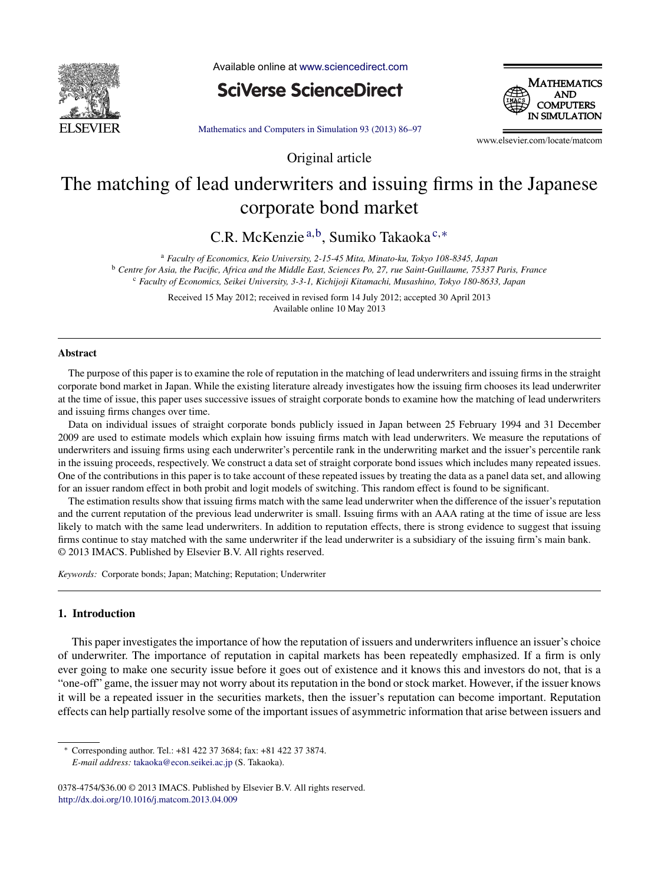Original article

# The matching of lead underwriters and issuing firms in the Japanese corporate bond market

C.R. McKenzie [a,b], Sumiko Takaoka [c,*]

[a] *Faculty of Economics, Keio University, 2-15-45 Mita, Minato-ku, Tokyo 108-8345, Japan*
[b] *Centre for Asia, the Pacific, Africa and the Middle East, Sciences Po, 27, rue Saint-Guillaume, 75337 Paris, France*
[c] *Faculty of Economics, Seikei University, 3-3-1, Kichijoji Kitamachi, Musashino, Tokyo 180-8633, Japan*

Received 15 May 2012; received in revised form 14 July 2012; accepted 30 April 2013
Available online 10 May 2013

---

## Abstract

The purpose of this paper is to examine the role of reputation in the matching of lead underwriters and issuing firms in the straight corporate bond market in Japan. While the existing literature already investigates how the issuing firm chooses its lead underwriter at the time of issue, this paper uses successive issues of straight corporate bonds to examine how the matching of lead underwriters and issuing firms changes over time.

Data on individual issues of straight corporate bonds publicly issued in Japan between 25 February 1994 and 31 December 2009 are used to estimate models which explain how issuing firms match with lead underwriters. We measure the reputations of underwriters and issuing firms using each underwriter's percentile rank in the underwriting market and the issuer's percentile rank in the issuing proceeds, respectively. We construct a data set of straight corporate bond issues which includes many repeated issues. One of the contributions in this paper is to take account of these repeated issues by treating the data as a panel data set, and allowing for an issuer random effect in both probit and logit models of switching. This random effect is found to be significant.

The estimation results show that issuing firms match with the same lead underwriter when the difference of the issuer's reputation and the current reputation of the previous lead underwriter is small. Issuing firms with an AAA rating at the time of issue are less likely to match with the same lead underwriters. In addition to reputation effects, there is strong evidence to suggest that issuing firms continue to stay matched with the same underwriter if the lead underwriter is a subsidiary of the issuing firm's main bank.

© 2013 IMACS. Published by Elsevier B.V. All rights reserved.

*Keywords:* Corporate bonds; Japan; Matching; Reputation; Underwriter

---

## 1. Introduction

This paper investigates the importance of how the reputation of issuers and underwriters influence an issuer's choice of underwriter. The importance of reputation in capital markets has been repeatedly emphasized. If a firm is only ever going to make one security issue before it goes out of existence and it knows this and investors do not, that is a "one-off" game, the issuer may not worry about its reputation in the bond or stock market. However, if the issuer knows it will be a repeated issuer in the securities markets, then the issuer's reputation can become important. Reputation effects can help partially resolve some of the important issues of asymmetric information that arise between issuers and

---

* Corresponding author. Tel.: +81 422 37 3684; fax: +81 422 37 3874.
*E-mail address:* takaoka@econ.seikei.ac.jp (S. Takaoka).

0378-4754/$36.00 © 2013 IMACS. Published by Elsevier B.V. All rights reserved.
http://dx.doi.org/10.1016/j.matcom.2013.04.009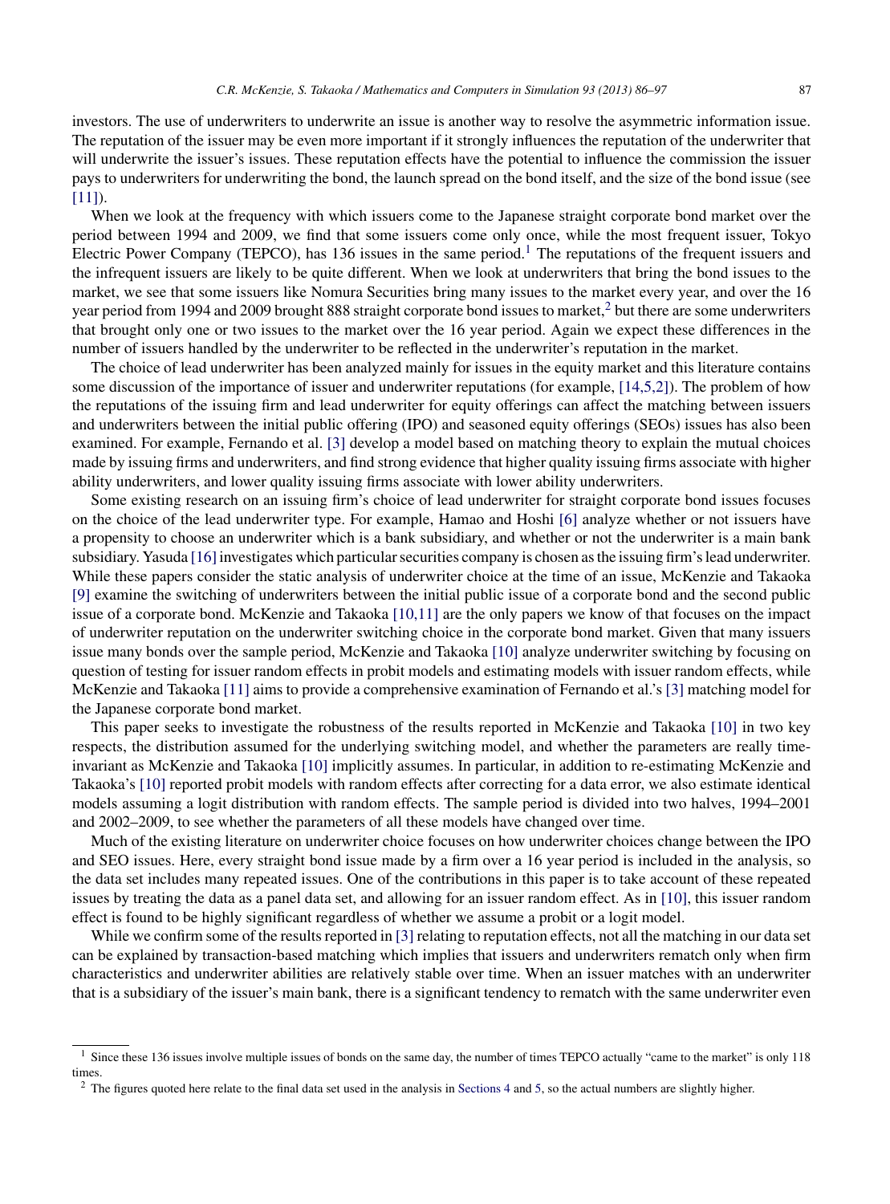investors. The use of underwriters to underwrite an issue is another way to resolve the asymmetric information issue. The reputation of the issuer may be even more important if it strongly influences the reputation of the underwriter that will underwrite the issuer's issues. These reputation effects have the potential to influence the commission the issuer pays to underwriters for underwriting the bond, the launch spread on the bond itself, and the size of the bond issue (see [11]).

When we look at the frequency with which issuers come to the Japanese straight corporate bond market over the period between 1994 and 2009, we find that some issuers come only once, while the most frequent issuer, Tokyo Electric Power Company (TEPCO), has 136 issues in the same period.[1] The reputations of the frequent issuers and the infrequent issuers are likely to be quite different. When we look at underwriters that bring the bond issues to the market, we see that some issuers like Nomura Securities bring many issues to the market every year, and over the 16 year period from 1994 and 2009 brought 888 straight corporate bond issues to market,[2] but there are some underwriters that brought only one or two issues to the market over the 16 year period. Again we expect these differences in the number of issuers handled by the underwriter to be reflected in the underwriter's reputation in the market.

The choice of lead underwriter has been analyzed mainly for issues in the equity market and this literature contains some discussion of the importance of issuer and underwriter reputations (for example, [14,5,2]). The problem of how the reputations of the issuing firm and lead underwriter for equity offerings can affect the matching between issuers and underwriters between the initial public offering (IPO) and seasoned equity offerings (SEOs) issues has also been examined. For example, Fernando et al. [3] develop a model based on matching theory to explain the mutual choices made by issuing firms and underwriters, and find strong evidence that higher quality issuing firms associate with higher ability underwriters, and lower quality issuing firms associate with lower ability underwriters.

Some existing research on an issuing firm's choice of lead underwriter for straight corporate bond issues focuses on the choice of the lead underwriter type. For example, Hamao and Hoshi [6] analyze whether or not issuers have a propensity to choose an underwriter which is a bank subsidiary, and whether or not the underwriter is a main bank subsidiary. Yasuda [16] investigates which particular securities company is chosen as the issuing firm's lead underwriter. While these papers consider the static analysis of underwriter choice at the time of an issue, McKenzie and Takaoka [9] examine the switching of underwriters between the initial public issue of a corporate bond and the second public issue of a corporate bond. McKenzie and Takaoka [10,11] are the only papers we know of that focuses on the impact of underwriter reputation on the underwriter switching choice in the corporate bond market. Given that many issuers issue many bonds over the sample period, McKenzie and Takaoka [10] analyze underwriter switching by focusing on question of testing for issuer random effects in probit models and estimating models with issuer random effects, while McKenzie and Takaoka [11] aims to provide a comprehensive examination of Fernando et al.'s [3] matching model for the Japanese corporate bond market.

This paper seeks to investigate the robustness of the results reported in McKenzie and Takaoka [10] in two key respects, the distribution assumed for the underlying switching model, and whether the parameters are really time-invariant as McKenzie and Takaoka [10] implicitly assumes. In particular, in addition to re-estimating McKenzie and Takaoka's [10] reported probit models with random effects after correcting for a data error, we also estimate identical models assuming a logit distribution with random effects. The sample period is divided into two halves, 1994–2001 and 2002–2009, to see whether the parameters of all these models have changed over time.

Much of the existing literature on underwriter choice focuses on how underwriter choices change between the IPO and SEO issues. Here, every straight bond issue made by a firm over a 16 year period is included in the analysis, so the data set includes many repeated issues. One of the contributions in this paper is to take account of these repeated issues by treating the data as a panel data set, and allowing for an issuer random effect. As in [10], this issuer random effect is found to be highly significant regardless of whether we assume a probit or a logit model.

While we confirm some of the results reported in [3] relating to reputation effects, not all the matching in our data set can be explained by transaction-based matching which implies that issuers and underwriters rematch only when firm characteristics and underwriter abilities are relatively stable over time. When an issuer matches with an underwriter that is a subsidiary of the issuer's main bank, there is a significant tendency to rematch with the same underwriter even

[1] Since these 136 issues involve multiple issues of bonds on the same day, the number of times TEPCO actually "came to the market" is only 118 times.

[2] The figures quoted here relate to the final data set used in the analysis in Sections 4 and 5, so the actual numbers are slightly higher.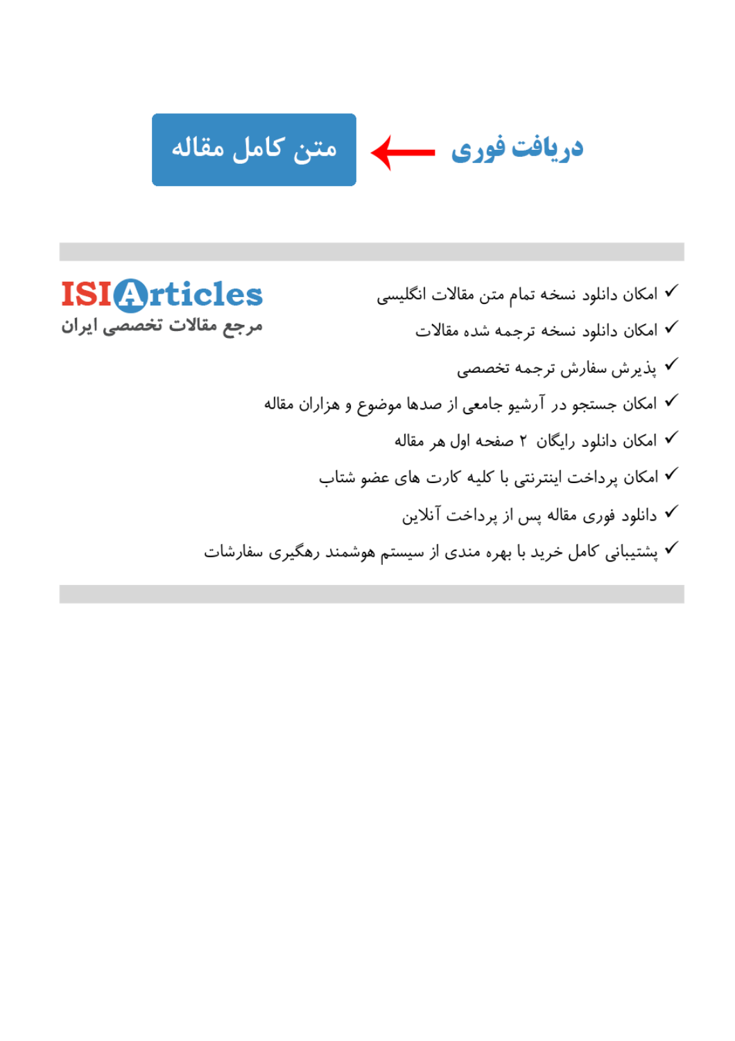دریافت فوری ← متن کامل مقاله

**ISIArticles**
مرجع مقالات تخصصی ایران

- ✓ امکان دانلود نسخه تمام متن مقالات انگلیسی
- ✓ امکان دانلود نسخه ترجمه شده مقالات
- ✓ پذیرش سفارش ترجمه تخصصی
- ✓ امکان جستجو در آرشیو جامعی از صدها موضوع و هزاران مقاله
- ✓ امکان دانلود رایگان ۲ صفحه اول هر مقاله
- ✓ امکان پرداخت اینترنتی با کلیه کارت های عضو شتاب
- ✓ دانلود فوری مقاله پس از پرداخت آنلاین
- ✓ پشتیبانی کامل خرید با بهره مندی از سیستم هوشمند رهگیری سفارشات